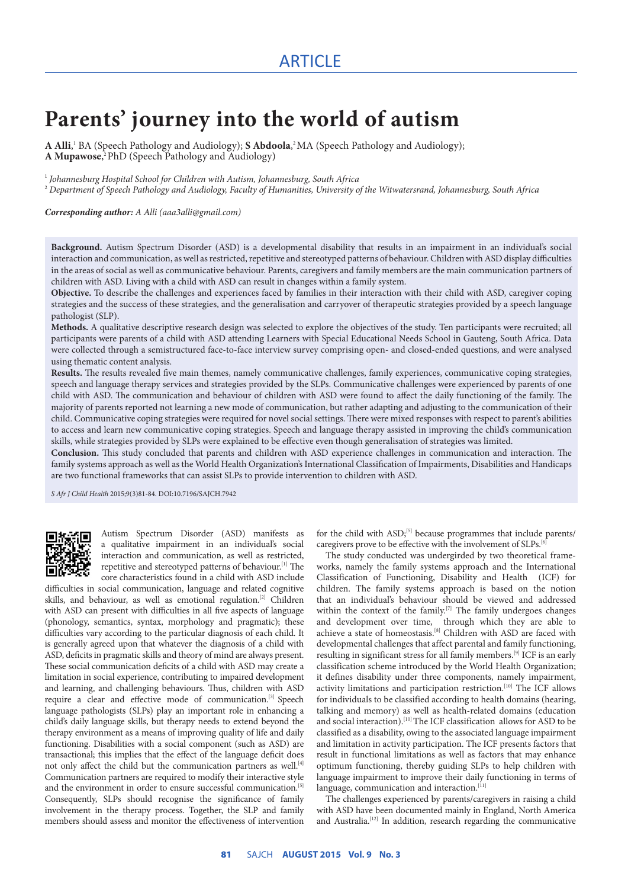ARTICLE

# Parents' journey into the world of autism

**A Alli**,[1] BA (Speech Pathology and Audiology); **S Abdoola**,[2] MA (Speech Pathology and Audiology); **A Mupawose**,[2] PhD (Speech Pathology and Audiology)

[1] *Johannesburg Hospital School for Children with Autism, Johannesburg, South Africa*
[2] *Department of Speech Pathology and Audiology, Faculty of Humanities, University of the Witwatersrand, Johannesburg, South Africa*

***Corresponding author:** A Alli (aaa3alli@gmail.com)*

**Background.** Autism Spectrum Disorder (ASD) is a developmental disability that results in an impairment in an individual's social interaction and communication, as well as restricted, repetitive and stereotyped patterns of behaviour. Children with ASD display difficulties in the areas of social as well as communicative behaviour. Parents, caregivers and family members are the main communication partners of children with ASD. Living with a child with ASD can result in changes within a family system.

**Objective.** To describe the challenges and experiences faced by families in their interaction with their child with ASD, caregiver coping strategies and the success of these strategies, and the generalisation and carryover of therapeutic strategies provided by a speech language pathologist (SLP).

**Methods.** A qualitative descriptive research design was selected to explore the objectives of the study. Ten participants were recruited; all participants were parents of a child with ASD attending Learners with Special Educational Needs School in Gauteng, South Africa. Data were collected through a semistructured face-to-face interview survey comprising open- and closed-ended questions, and were analysed using thematic content analysis.

**Results.** The results revealed five main themes, namely communicative challenges, family experiences, communicative coping strategies, speech and language therapy services and strategies provided by the SLPs. Communicative challenges were experienced by parents of one child with ASD. The communication and behaviour of children with ASD were found to affect the daily functioning of the family. The majority of parents reported not learning a new mode of communication, but rather adapting and adjusting to the communication of their child. Communicative coping strategies were required for novel social settings. There were mixed responses with respect to parent's abilities to access and learn new communicative coping strategies. Speech and language therapy assisted in improving the child's communication skills, while strategies provided by SLPs were explained to be effective even though generalisation of strategies was limited.

**Conclusion.** This study concluded that parents and children with ASD experience challenges in communication and interaction. The family systems approach as well as the World Health Organization's International Classification of Impairments, Disabilities and Handicaps are two functional frameworks that can assist SLPs to provide intervention to children with ASD.

*S Afr J Child Health* 2015;9(3)81-84. DOI:10.7196/SAJCH.7942

Autism Spectrum Disorder (ASD) manifests as a qualitative impairment in an individual's social interaction and communication, as well as restricted, repetitive and stereotyped patterns of behaviour.[1] The core characteristics found in a child with ASD include difficulties in social communication, language and related cognitive skills, and behaviour, as well as emotional regulation.[2] Children with ASD can present with difficulties in all five aspects of language (phonology, semantics, syntax, morphology and pragmatic); these difficulties vary according to the particular diagnosis of each child. It is generally agreed upon that whatever the diagnosis of a child with ASD, deficits in pragmatic skills and theory of mind are always present. These social communication deficits of a child with ASD may create a limitation in social experience, contributing to impaired development and learning, and challenging behaviours. Thus, children with ASD require a clear and effective mode of communication.[3] Speech language pathologists (SLPs) play an important role in enhancing a child's daily language skills, but therapy needs to extend beyond the therapy environment as a means of improving quality of life and daily functioning. Disabilities with a social component (such as ASD) are transactional; this implies that the effect of the language deficit does not only affect the child but the communication partners as well.[4] Communication partners are required to modify their interactive style and the environment in order to ensure successful communication.[5] Consequently, SLPs should recognise the significance of family involvement in the therapy process. Together, the SLP and family members should assess and monitor the effectiveness of intervention for the child with ASD;[5] because programmes that include parents/caregivers prove to be effective with the involvement of SLPs.[6]

The study conducted was undergirded by two theoretical frameworks, namely the family systems approach and the International Classification of Functioning, Disability and Health (ICF) for children. The family systems approach is based on the notion that an individual's behaviour should be viewed and addressed within the context of the family.[7] The family undergoes changes and development over time, through which they are able to achieve a state of homeostasis.[8] Children with ASD are faced with developmental challenges that affect parental and family functioning, resulting in significant stress for all family members.[9] ICF is an early classification scheme introduced by the World Health Organization; it defines disability under three components, namely impairment, activity limitations and participation restriction.[10] The ICF allows for individuals to be classified according to health domains (hearing, talking and memory) as well as health-related domains (education and social interaction).[10] The ICF classification allows for ASD to be classified as a disability, owing to the associated language impairment and limitation in activity participation. The ICF presents factors that result in functional limitations as well as factors that may enhance optimum functioning, thereby guiding SLPs to help children with language impairment to improve their daily functioning in terms of language, communication and interaction.[11]

The challenges experienced by parents/caregivers in raising a child with ASD have been documented mainly in England, North America and Australia.[12] In addition, research regarding the communicative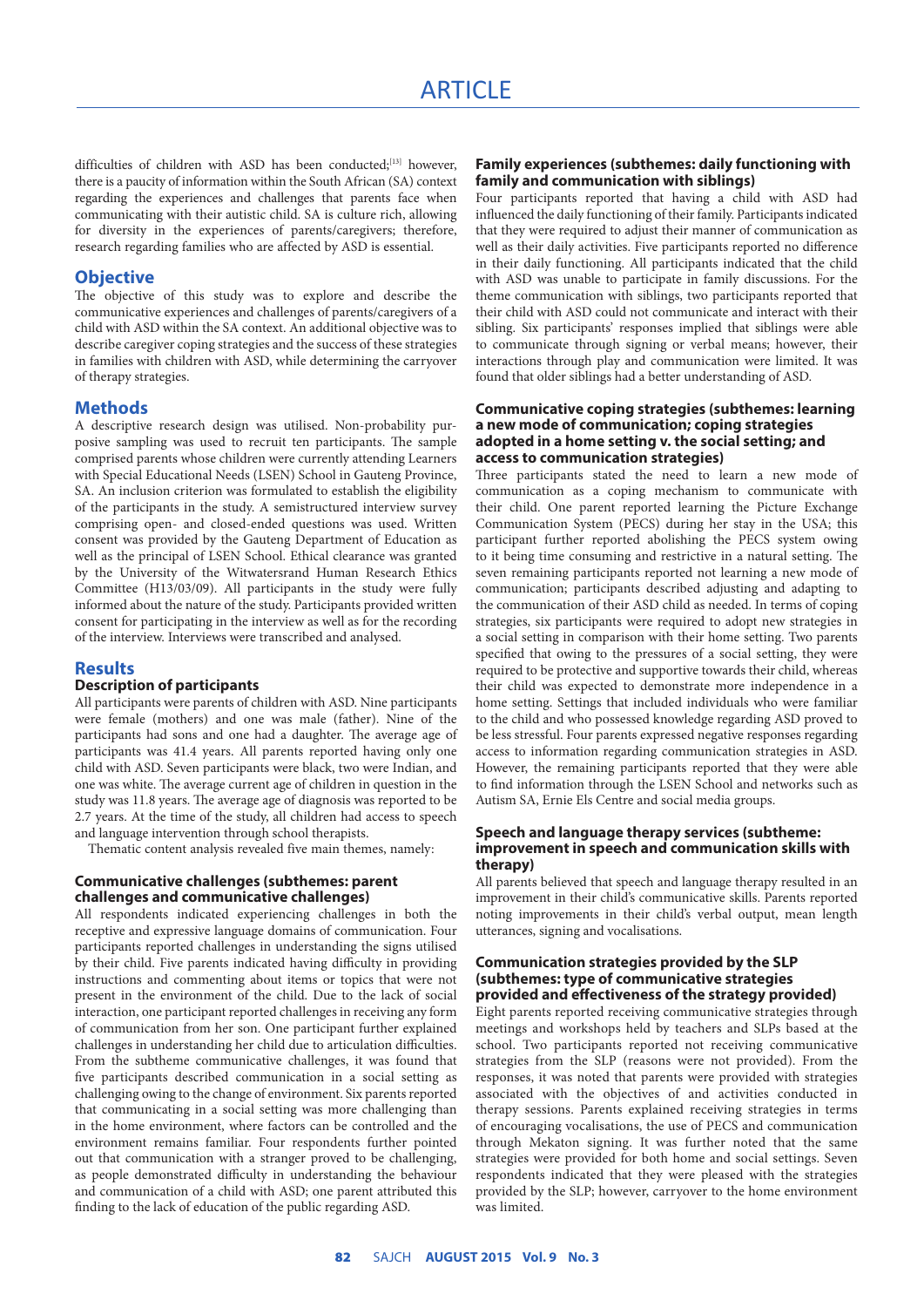difficulties of children with ASD has been conducted;[13] however, there is a paucity of information within the South African (SA) context regarding the experiences and challenges that parents face when communicating with their autistic child. SA is culture rich, allowing for diversity in the experiences of parents/caregivers; therefore, research regarding families who are affected by ASD is essential.

## Objective

The objective of this study was to explore and describe the communicative experiences and challenges of parents/caregivers of a child with ASD within the SA context. An additional objective was to describe caregiver coping strategies and the success of these strategies in families with children with ASD, while determining the carryover of therapy strategies.

## Methods

A descriptive research design was utilised. Non-probability purposive sampling was used to recruit ten participants. The sample comprised parents whose children were currently attending Learners with Special Educational Needs (LSEN) School in Gauteng Province, SA. An inclusion criterion was formulated to establish the eligibility of the participants in the study. A semistructured interview survey comprising open- and closed-ended questions was used. Written consent was provided by the Gauteng Department of Education as well as the principal of LSEN School. Ethical clearance was granted by the University of the Witwatersrand Human Research Ethics Committee (H13/03/09). All participants in the study were fully informed about the nature of the study. Participants provided written consent for participating in the interview as well as for the recording of the interview. Interviews were transcribed and analysed.

## Results

### Description of participants

All participants were parents of children with ASD. Nine participants were female (mothers) and one was male (father). Nine of the participants had sons and one had a daughter. The average age of participants was 41.4 years. All parents reported having only one child with ASD. Seven participants were black, two were Indian, and one was white. The average current age of children in question in the study was 11.8 years. The average age of diagnosis was reported to be 2.7 years. At the time of the study, all children had access to speech and language intervention through school therapists.

Thematic content analysis revealed five main themes, namely:

### Communicative challenges (subthemes: parent challenges and communicative challenges)

All respondents indicated experiencing challenges in both the receptive and expressive language domains of communication. Four participants reported challenges in understanding the signs utilised by their child. Five parents indicated having difficulty in providing instructions and commenting about items or topics that were not present in the environment of the child. Due to the lack of social interaction, one participant reported challenges in receiving any form of communication from her son. One participant further explained challenges in understanding her child due to articulation difficulties. From the subtheme communicative challenges, it was found that five participants described communication in a social setting as challenging owing to the change of environment. Six parents reported that communicating in a social setting was more challenging than in the home environment, where factors can be controlled and the environment remains familiar. Four respondents further pointed out that communication with a stranger proved to be challenging, as people demonstrated difficulty in understanding the behaviour and communication of a child with ASD; one parent attributed this finding to the lack of education of the public regarding ASD.

### Family experiences (subthemes: daily functioning with family and communication with siblings)

Four participants reported that having a child with ASD had influenced the daily functioning of their family. Participants indicated that they were required to adjust their manner of communication as well as their daily activities. Five participants reported no difference in their daily functioning. All participants indicated that the child with ASD was unable to participate in family discussions. For the theme communication with siblings, two participants reported that their child with ASD could not communicate and interact with their sibling. Six participants' responses implied that siblings were able to communicate through signing or verbal means; however, their interactions through play and communication were limited. It was found that older siblings had a better understanding of ASD.

### Communicative coping strategies (subthemes: learning a new mode of communication; coping strategies adopted in a home setting v. the social setting; and access to communication strategies)

Three participants stated the need to learn a new mode of communication as a coping mechanism to communicate with their child. One parent reported learning the Picture Exchange Communication System (PECS) during her stay in the USA; this participant further reported abolishing the PECS system owing to it being time consuming and restrictive in a natural setting. The seven remaining participants reported not learning a new mode of communication; participants described adjusting and adapting to the communication of their ASD child as needed. In terms of coping strategies, six participants were required to adopt new strategies in a social setting in comparison with their home setting. Two parents specified that owing to the pressures of a social setting, they were required to be protective and supportive towards their child, whereas their child was expected to demonstrate more independence in a home setting. Settings that included individuals who were familiar to the child and who possessed knowledge regarding ASD proved to be less stressful. Four parents expressed negative responses regarding access to information regarding communication strategies in ASD. However, the remaining participants reported that they were able to find information through the LSEN School and networks such as Autism SA, Ernie Els Centre and social media groups.

### Speech and language therapy services (subtheme: improvement in speech and communication skills with therapy)

All parents believed that speech and language therapy resulted in an improvement in their child's communicative skills. Parents reported noting improvements in their child's verbal output, mean length utterances, signing and vocalisations.

### Communication strategies provided by the SLP (subthemes: type of communicative strategies provided and effectiveness of the strategy provided)

Eight parents reported receiving communicative strategies through meetings and workshops held by teachers and SLPs based at the school. Two participants reported not receiving communicative strategies from the SLP (reasons were not provided). From the responses, it was noted that parents were provided with strategies associated with the objectives of and activities conducted in therapy sessions. Parents explained receiving strategies in terms of encouraging vocalisations, the use of PECS and communication through Mekaton signing. It was further noted that the same strategies were provided for both home and social settings. Seven respondents indicated that they were pleased with the strategies provided by the SLP; however, carryover to the home environment was limited.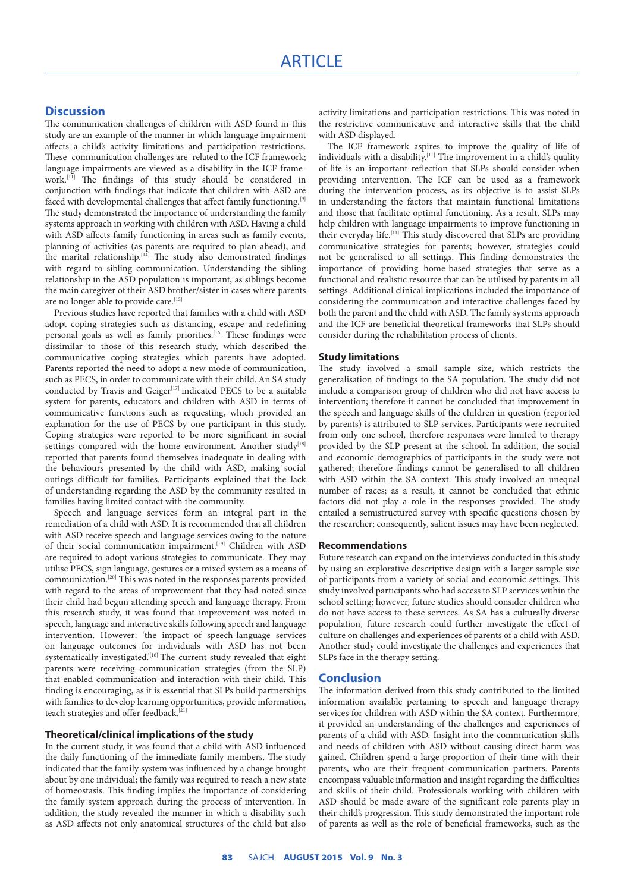## Discussion

The communication challenges of children with ASD found in this study are an example of the manner in which language impairment affects a child's activity limitations and participation restrictions. These communication challenges are related to the ICF framework; language impairments are viewed as a disability in the ICF framework.[11] The findings of this study should be considered in conjunction with findings that indicate that children with ASD are faced with developmental challenges that affect family functioning.[9] The study demonstrated the importance of understanding the family systems approach in working with children with ASD. Having a child with ASD affects family functioning in areas such as family events, planning of activities (as parents are required to plan ahead), and the marital relationship.[14] The study also demonstrated findings with regard to sibling communication. Understanding the sibling relationship in the ASD population is important, as siblings become the main caregiver of their ASD brother/sister in cases where parents are no longer able to provide care.[15]

Previous studies have reported that families with a child with ASD adopt coping strategies such as distancing, escape and redefining personal goals as well as family priorities.[16] These findings were dissimilar to those of this research study, which described the communicative coping strategies which parents have adopted. Parents reported the need to adopt a new mode of communication, such as PECS, in order to communicate with their child. An SA study conducted by Travis and Geiger[17] indicated PECS to be a suitable system for parents, educators and children with ASD in terms of communicative functions such as requesting, which provided an explanation for the use of PECS by one participant in this study. Coping strategies were reported to be more significant in social settings compared with the home environment. Another study[18] reported that parents found themselves inadequate in dealing with the behaviours presented by the child with ASD, making social outings difficult for families. Participants explained that the lack of understanding regarding the ASD by the community resulted in families having limited contact with the community.

Speech and language services form an integral part in the remediation of a child with ASD. It is recommended that all children with ASD receive speech and language services owing to the nature of their social communication impairment.[19] Children with ASD are required to adopt various strategies to communicate. They may utilise PECS, sign language, gestures or a mixed system as a means of communication.[20] This was noted in the responses parents provided with regard to the areas of improvement that they had noted since their child had begun attending speech and language therapy. From this research study, it was found that improvement was noted in speech, language and interactive skills following speech and language intervention. However: 'the impact of speech-language services on language outcomes for individuals with ASD has not been systematically investigated.'[16] The current study revealed that eight parents were receiving communication strategies (from the SLP) that enabled communication and interaction with their child. This finding is encouraging, as it is essential that SLPs build partnerships with families to develop learning opportunities, provide information, teach strategies and offer feedback.[21]

### Theoretical/clinical implications of the study

In the current study, it was found that a child with ASD influenced the daily functioning of the immediate family members. The study indicated that the family system was influenced by a change brought about by one individual; the family was required to reach a new state of homeostasis. This finding implies the importance of considering the family system approach during the process of intervention. In addition, the study revealed the manner in which a disability such as ASD affects not only anatomical structures of the child but also activity limitations and participation restrictions. This was noted in the restrictive communicative and interactive skills that the child with ASD displayed.

The ICF framework aspires to improve the quality of life of individuals with a disability.[11] The improvement in a child's quality of life is an important reflection that SLPs should consider when providing intervention. The ICF can be used as a framework during the intervention process, as its objective is to assist SLPs in understanding the factors that maintain functional limitations and those that facilitate optimal functioning. As a result, SLPs may help children with language impairments to improve functioning in their everyday life.[11] This study discovered that SLPs are providing communicative strategies for parents; however, strategies could not be generalised to all settings. This finding demonstrates the importance of providing home-based strategies that serve as a functional and realistic resource that can be utilised by parents in all settings. Additional clinical implications included the importance of considering the communication and interactive challenges faced by both the parent and the child with ASD. The family systems approach and the ICF are beneficial theoretical frameworks that SLPs should consider during the rehabilitation process of clients.

### Study limitations

The study involved a small sample size, which restricts the generalisation of findings to the SA population. The study did not include a comparison group of children who did not have access to intervention; therefore it cannot be concluded that improvement in the speech and language skills of the children in question (reported by parents) is attributed to SLP services. Participants were recruited from only one school, therefore responses were limited to therapy provided by the SLP present at the school. In addition, the social and economic demographics of participants in the study were not gathered; therefore findings cannot be generalised to all children with ASD within the SA context. This study involved an unequal number of races; as a result, it cannot be concluded that ethnic factors did not play a role in the responses provided. The study entailed a semistructured survey with specific questions chosen by the researcher; consequently, salient issues may have been neglected.

### Recommendations

Future research can expand on the interviews conducted in this study by using an explorative descriptive design with a larger sample size of participants from a variety of social and economic settings. This study involved participants who had access to SLP services within the school setting; however, future studies should consider children who do not have access to these services. As SA has a culturally diverse population, future research could further investigate the effect of culture on challenges and experiences of parents of a child with ASD. Another study could investigate the challenges and experiences that SLPs face in the therapy setting.

## Conclusion

The information derived from this study contributed to the limited information available pertaining to speech and language therapy services for children with ASD within the SA context. Furthermore, it provided an understanding of the challenges and experiences of parents of a child with ASD. Insight into the communication skills and needs of children with ASD without causing direct harm was gained. Children spend a large proportion of their time with their parents, who are their frequent communication partners. Parents encompass valuable information and insight regarding the difficulties and skills of their child. Professionals working with children with ASD should be made aware of the significant role parents play in their child's progression. This study demonstrated the important role of parents as well as the role of beneficial frameworks, such as the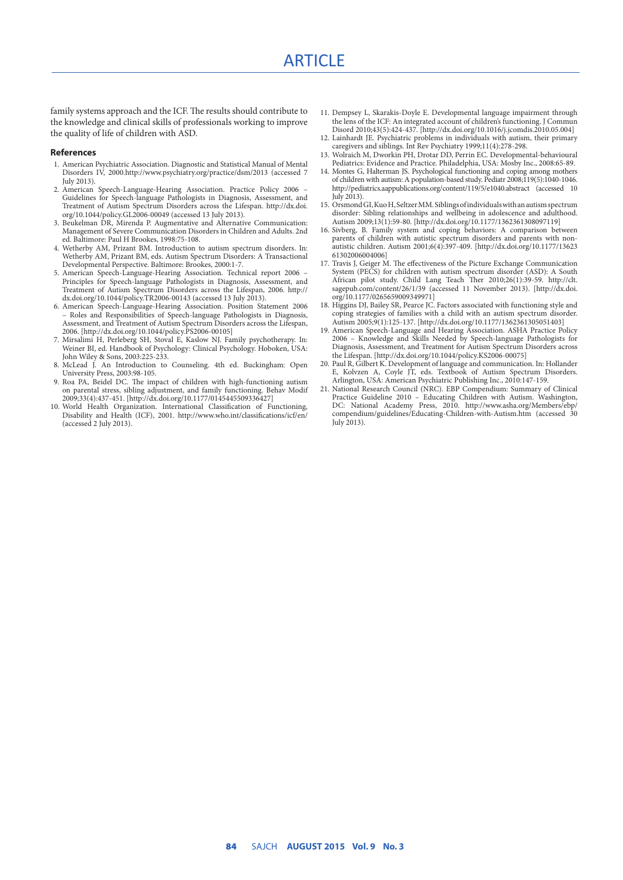family systems approach and the ICF. The results should contribute to the knowledge and clinical skills of professionals working to improve the quality of life of children with ASD.

## References

1. American Psychiatric Association. Diagnostic and Statistical Manual of Mental Disorders IV, 2000.http://www.psychiatry.org/practice/dsm/2013 (accessed 7 July 2013).
2. American Speech-Language-Hearing Association. Practice Policy 2006 – Guidelines for Speech-language Pathologists in Diagnosis, Assessment, and Treatment of Autism Spectrum Disorders across the Lifespan. http://dx.doi.org/10.1044/policy.GL2006-00049 (accessed 13 July 2013).
3. Beukelman DR, Mirenda P. Augmentative and Alternative Communication: Management of Severe Communication Disorders in Children and Adults. 2nd ed. Baltimore: Paul H Brookes, 1998:75-108.
4. Wetherby AM, Prizant BM. Introduction to autism spectrum disorders. In: Wetherby AM, Prizant BM, eds. Autism Spectrum Disorders: A Transactional Developmental Perspective. Baltimore: Brookes, 2000:1-7.
5. American Speech-Language-Hearing Association. Technical report 2006 – Principles for Speech-language Pathologists in Diagnosis, Assessment, and Treatment of Autism Spectrum Disorders across the Lifespan, 2006. http://dx.doi.org/10.1044/policy.TR2006-00143 (accessed 13 July 2013).
6. American Speech-Language-Hearing Association. Position Statement 2006 – Roles and Responsibilities of Speech-language Pathologists in Diagnosis, Assessment, and Treatment of Autism Spectrum Disorders across the Lifespan, 2006. [http://dx.doi.org/10.1044/policy.PS2006-00105]
7. Mirsalimi H, Perleberg SH, Stoval E, Kaslow NJ. Family psychotherapy. In: Weiner BI, ed. Handbook of Psychology: Clinical Psychology. Hoboken, USA: John Wiley & Sons, 2003:225-233.
8. McLead J. An Introduction to Counseling. 4th ed. Buckingham: Open University Press, 2003:98-105.
9. Roa PA, Beidel DC. The impact of children with high-functioning autism on parental stress, sibling adjustment, and family functioning. Behav Modif 2009;33(4):437-451. [http://dx.doi.org/10.1177/0145445509336427]
10. World Health Organization. International Classification of Functioning, Disability and Health (ICF), 2001. http://www.who.int/classifications/icf/en/ (accessed 2 July 2013).
11. Dempsey L, Skarakis-Doyle E. Developmental language impairment through the lens of the ICF: An integrated account of children's functioning. J Commun Disord 2010;43(5):424-437. [http://dx.doi.org/10.1016/j.jcomdis.2010.05.004]
12. Lainhardt JE. Psychiatric problems in individuals with autism, their primary caregivers and siblings. Int Rev Psychiatry 1999;11(4):278-298.
13. Wolraich M, Dworkin PH, Drotar DD, Perrin EC. Developmental-behavioural Pediatrics: Evidence and Practice. Philadelphia, USA: Mosby Inc., 2008:65-89.
14. Montes G, Halterman JS. Psychological functioning and coping among mothers of children with autism: A population-based study. Pediatr 2008;119(5):1040-1046. http://pediatrics.aappublications.org/content/119/5/e1040.abstract (accessed 10 July 2013).
15. Orsmond GI, Kuo H, Seltzer MM. Siblings of individuals with an autism spectrum disorder: Sibling relationships and wellbeing in adolescence and adulthood. Autism 2009;13(1):59-80. [http://dx.doi.org/10.1177/1362361308097119]
16. Sivberg, B. Family system and coping behaviors: A comparison between parents of children with autistic spectrum disorders and parents with non-autistic children. Autism 2001;6(4):397-409. [http://dx.doi.org/10.1177/1362361302006004006]
17. Travis J, Geiger M. The effectiveness of the Picture Exchange Communication System (PECS) for children with autism spectrum disorder (ASD): A South African pilot study. Child Lang Teach Ther 2010;26(1):39-59. http://clt.sagepub.com/content/26/1/39 (accessed 11 November 2013). [http://dx.doi.org/10.1177/0265659009349971]
18. Higgins DJ, Bailey SR, Pearce JC. Factors associated with functioning style and coping strategies of families with a child with an autism spectrum disorder. Autism 2005;9(1):125-137. [http://dx.doi.org/10.1177/1362361305051403]
19. American Speech-Language and Hearing Association. ASHA Practice Policy 2006 – Knowledge and Skills Needed by Speech-language Pathologists for Diagnosis, Assessment, and Treatment for Autism Spectrum Disorders across the Lifespan. [http://dx.doi.org/10.1044/policy.KS2006-00075]
20. Paul R, Gilbert K. Development of language and communication. In: Hollander E, Kolvzen A, Coyle JT, eds. Textbook of Autism Spectrum Disorders. Arlington, USA: American Psychiatric Publishing Inc., 2010:147-159.
21. National Research Council (NRC). EBP Compendium: Summary of Clinical Practice Guideline 2010 – Educating Children with Autism. Washington, DC: National Academy Press, 2010. http://www.asha.org/Members/ebp/compendium/guidelines/Educating-Children-with-Autism.htm (accessed 30 July 2013).